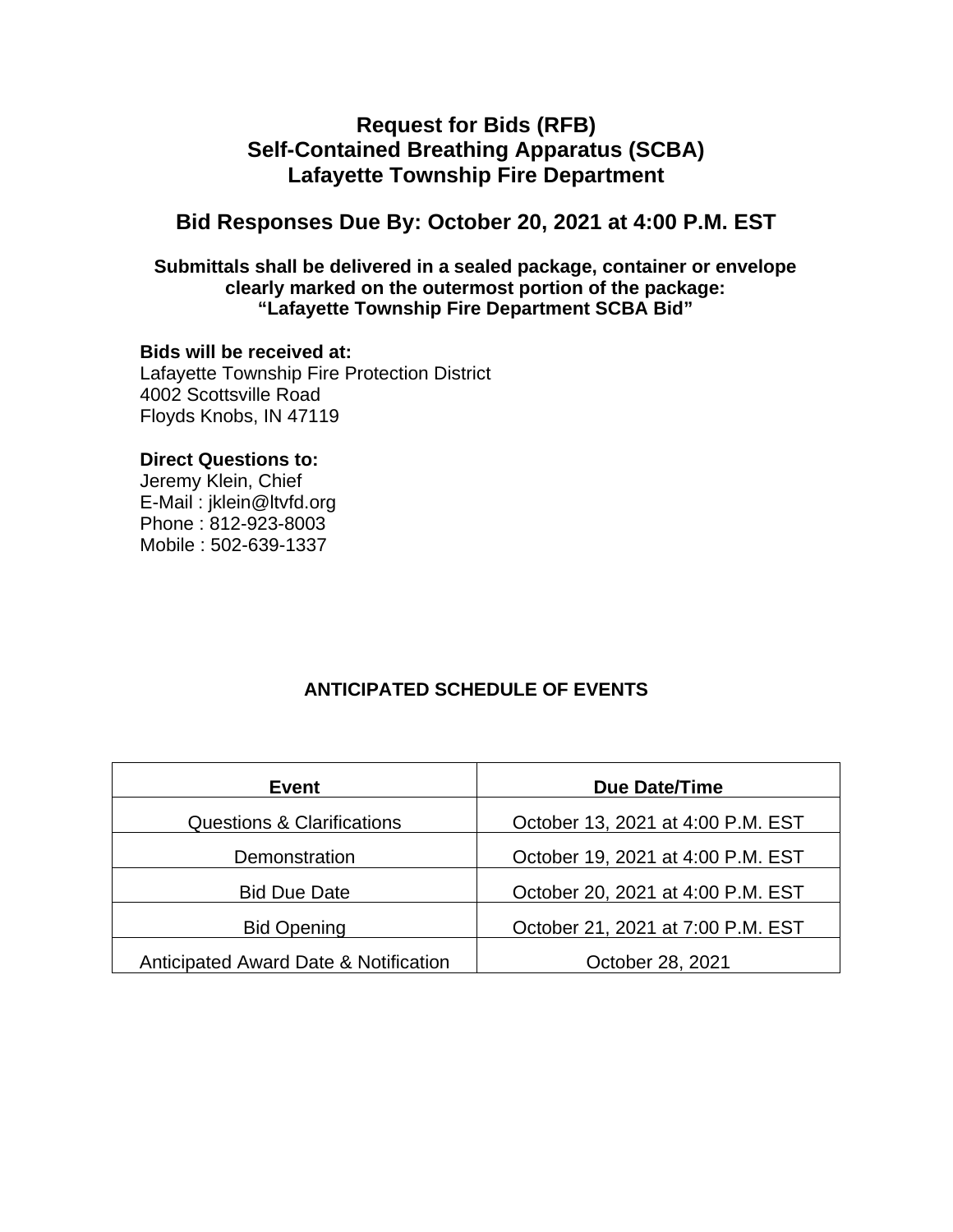# Request for Bids (RFB)
# Self-Contained Breathing Apparatus (SCBA)
# Lafayette Township Fire Department

## Bid Responses Due By: October 20, 2021 at 4:00 P.M. EST

**Submittals shall be delivered in a sealed package, container or envelope clearly marked on the outermost portion of the package: "Lafayette Township Fire Department SCBA Bid"**

**Bids will be received at:**
Lafayette Township Fire Protection District
4002 Scottsville Road
Floyds Knobs, IN 47119

**Direct Questions to:**
Jeremy Klein, Chief
E-Mail : jklein@ltvfd.org
Phone : 812-923-8003
Mobile : 502-639-1337

### ANTICIPATED SCHEDULE OF EVENTS

| Event | Due Date/Time |
| --- | --- |
| Questions & Clarifications | October 13, 2021 at 4:00 P.M. EST |
| Demonstration | October 19, 2021 at 4:00 P.M. EST |
| Bid Due Date | October 20, 2021 at 4:00 P.M. EST |
| Bid Opening | October 21, 2021 at 7:00 P.M. EST |
| Anticipated Award Date & Notification | October 28, 2021 |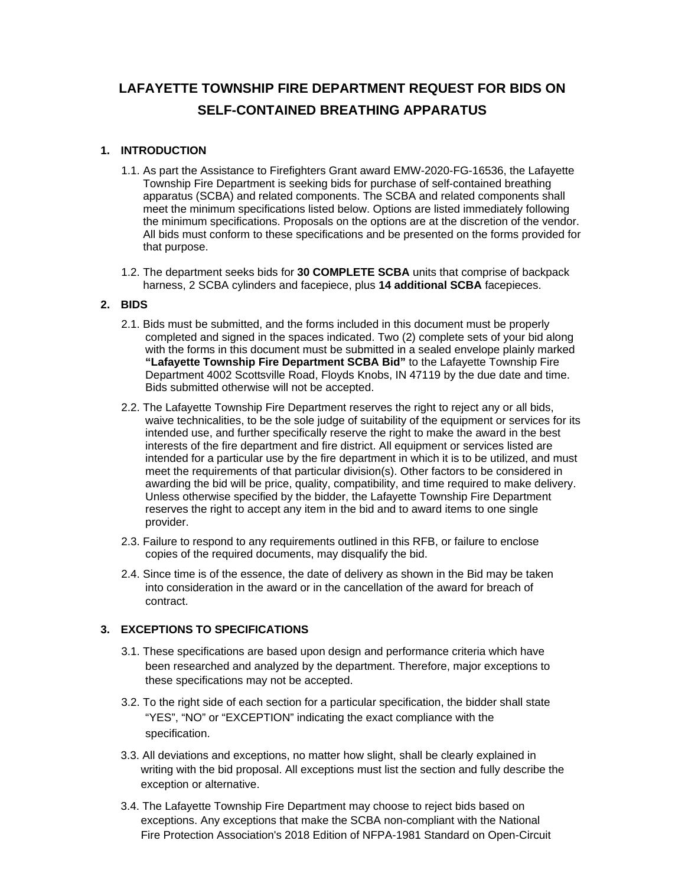# LAFAYETTE TOWNSHIP FIRE DEPARTMENT REQUEST FOR BIDS ON SELF-CONTAINED BREATHING APPARATUS

## 1. INTRODUCTION

1.1. As part the Assistance to Firefighters Grant award EMW-2020-FG-16536, the Lafayette Township Fire Department is seeking bids for purchase of self-contained breathing apparatus (SCBA) and related components. The SCBA and related components shall meet the minimum specifications listed below. Options are listed immediately following the minimum specifications. Proposals on the options are at the discretion of the vendor. All bids must conform to these specifications and be presented on the forms provided for that purpose.

1.2. The department seeks bids for **30 COMPLETE SCBA** units that comprise of backpack harness, 2 SCBA cylinders and facepiece, plus **14 additional SCBA** facepieces.

## 2. BIDS

2.1. Bids must be submitted, and the forms included in this document must be properly completed and signed in the spaces indicated. Two (2) complete sets of your bid along with the forms in this document must be submitted in a sealed envelope plainly marked **"Lafayette Township Fire Department SCBA Bid"** to the Lafayette Township Fire Department 4002 Scottsville Road, Floyds Knobs, IN 47119 by the due date and time. Bids submitted otherwise will not be accepted.

2.2. The Lafayette Township Fire Department reserves the right to reject any or all bids, waive technicalities, to be the sole judge of suitability of the equipment or services for its intended use, and further specifically reserve the right to make the award in the best interests of the fire department and fire district. All equipment or services listed are intended for a particular use by the fire department in which it is to be utilized, and must meet the requirements of that particular division(s). Other factors to be considered in awarding the bid will be price, quality, compatibility, and time required to make delivery. Unless otherwise specified by the bidder, the Lafayette Township Fire Department reserves the right to accept any item in the bid and to award items to one single provider.

2.3. Failure to respond to any requirements outlined in this RFB, or failure to enclose copies of the required documents, may disqualify the bid.

2.4. Since time is of the essence, the date of delivery as shown in the Bid may be taken into consideration in the award or in the cancellation of the award for breach of contract.

## 3. EXCEPTIONS TO SPECIFICATIONS

3.1. These specifications are based upon design and performance criteria which have been researched and analyzed by the department. Therefore, major exceptions to these specifications may not be accepted.

3.2. To the right side of each section for a particular specification, the bidder shall state "YES", "NO" or "EXCEPTION" indicating the exact compliance with the specification.

3.3. All deviations and exceptions, no matter how slight, shall be clearly explained in writing with the bid proposal. All exceptions must list the section and fully describe the exception or alternative.

3.4. The Lafayette Township Fire Department may choose to reject bids based on exceptions. Any exceptions that make the SCBA non-compliant with the National Fire Protection Association's 2018 Edition of NFPA-1981 Standard on Open-Circuit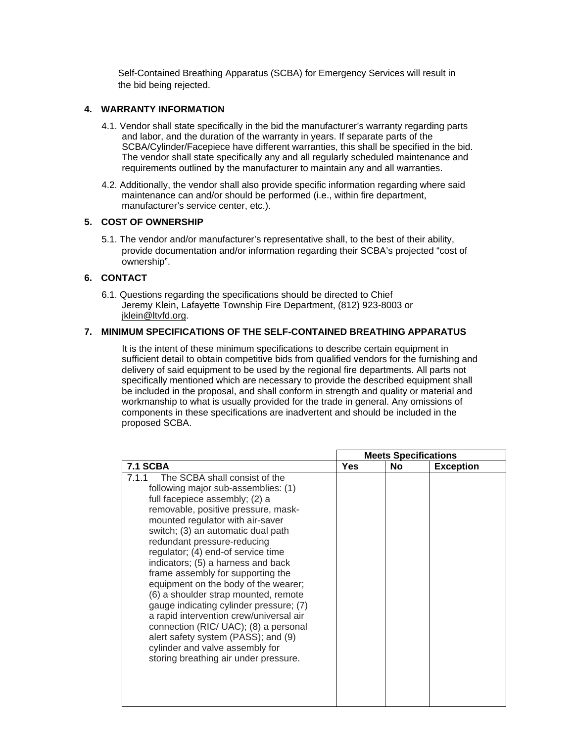Self-Contained Breathing Apparatus (SCBA) for Emergency Services will result in the bid being rejected.

## 4. WARRANTY INFORMATION

4.1. Vendor shall state specifically in the bid the manufacturer's warranty regarding parts and labor, and the duration of the warranty in years. If separate parts of the SCBA/Cylinder/Facepiece have different warranties, this shall be specified in the bid. The vendor shall state specifically any and all regularly scheduled maintenance and requirements outlined by the manufacturer to maintain any and all warranties.

4.2. Additionally, the vendor shall also provide specific information regarding where said maintenance can and/or should be performed (i.e., within fire department, manufacturer's service center, etc.).

## 5. COST OF OWNERSHIP

5.1. The vendor and/or manufacturer's representative shall, to the best of their ability, provide documentation and/or information regarding their SCBA's projected "cost of ownership".

## 6. CONTACT

6.1. Questions regarding the specifications should be directed to Chief Jeremy Klein, Lafayette Township Fire Department, (812) 923-8003 or jklein@ltvfd.org.

## 7. MINIMUM SPECIFICATIONS OF THE SELF-CONTAINED BREATHING APPARATUS

It is the intent of these minimum specifications to describe certain equipment in sufficient detail to obtain competitive bids from qualified vendors for the furnishing and delivery of said equipment to be used by the regional fire departments. All parts not specifically mentioned which are necessary to provide the described equipment shall be included in the proposal, and shall conform in strength and quality or material and workmanship to what is usually provided for the trade in general. Any omissions of components in these specifications are inadvertent and should be included in the proposed SCBA.

| | **Meets Specifications** | | |
|---|---|---|---|
| **7.1 SCBA** | **Yes** | **No** | **Exception** |
| 7.1.1 The SCBA shall consist of the following major sub-assemblies: (1) full facepiece assembly; (2) a removable, positive pressure, mask-mounted regulator with air-saver switch; (3) an automatic dual path redundant pressure-reducing regulator; (4) end-of service time indicators; (5) a harness and back frame assembly for supporting the equipment on the body of the wearer; (6) a shoulder strap mounted, remote gauge indicating cylinder pressure; (7) a rapid intervention crew/universal air connection (RIC/ UAC); (8) a personal alert safety system (PASS); and (9) cylinder and valve assembly for storing breathing air under pressure. | | | |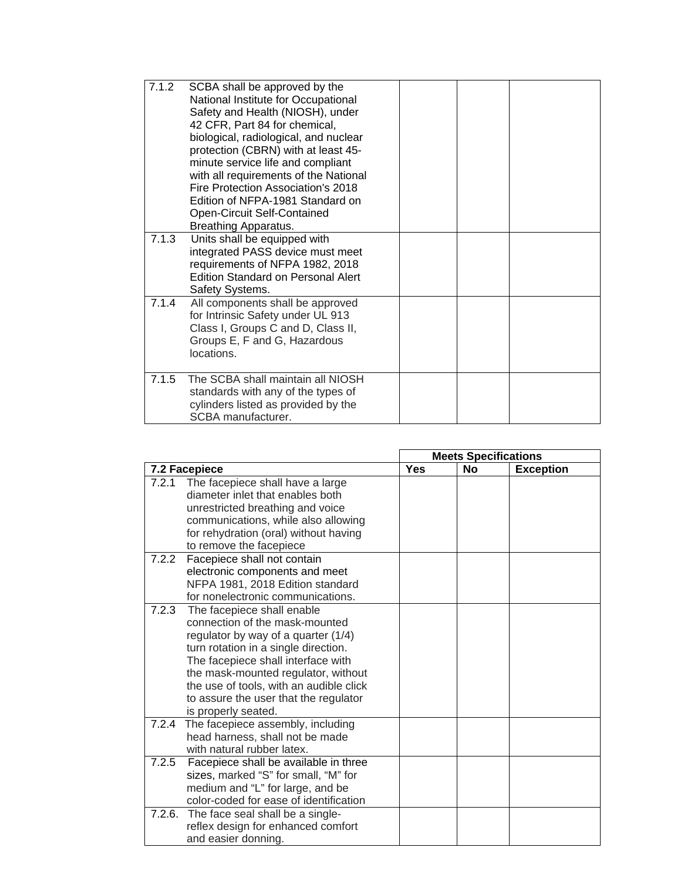| | | | |
|---|---|---|---|
| 7.1.2 SCBA shall be approved by the National Institute for Occupational Safety and Health (NIOSH), under 42 CFR, Part 84 for chemical, biological, radiological, and nuclear protection (CBRN) with at least 45-minute service life and compliant with all requirements of the National Fire Protection Association's 2018 Edition of NFPA-1981 Standard on Open-Circuit Self-Contained Breathing Apparatus. | | | |
| 7.1.3 Units shall be equipped with integrated PASS device must meet requirements of NFPA 1982, 2018 Edition Standard on Personal Alert Safety Systems. | | | |
| 7.1.4 All components shall be approved for Intrinsic Safety under UL 913 Class I, Groups C and D, Class II, Groups E, F and G, Hazardous locations. | | | |
| 7.1.5 The SCBA shall maintain all NIOSH standards with any of the types of cylinders listed as provided by the SCBA manufacturer. | | | |

| | Meets Specifications | | |
|---|---|---|---|
| **7.2 Facepiece** | **Yes** | **No** | **Exception** |
| 7.2.1 The facepiece shall have a large diameter inlet that enables both unrestricted breathing and voice communications, while also allowing for rehydration (oral) without having to remove the facepiece | | | |
| 7.2.2 Facepiece shall not contain electronic components and meet NFPA 1981, 2018 Edition standard for nonelectronic communications. | | | |
| 7.2.3 The facepiece shall enable connection of the mask-mounted regulator by way of a quarter (1/4) turn rotation in a single direction. The facepiece shall interface with the mask-mounted regulator, without the use of tools, with an audible click to assure the user that the regulator is properly seated. | | | |
| 7.2.4 The facepiece assembly, including head harness, shall not be made with natural rubber latex. | | | |
| 7.2.5 Facepiece shall be available in three sizes, marked "S" for small, "M" for medium and "L" for large, and be color-coded for ease of identification | | | |
| 7.2.6. The face seal shall be a single-reflex design for enhanced comfort and easier donning. | | | |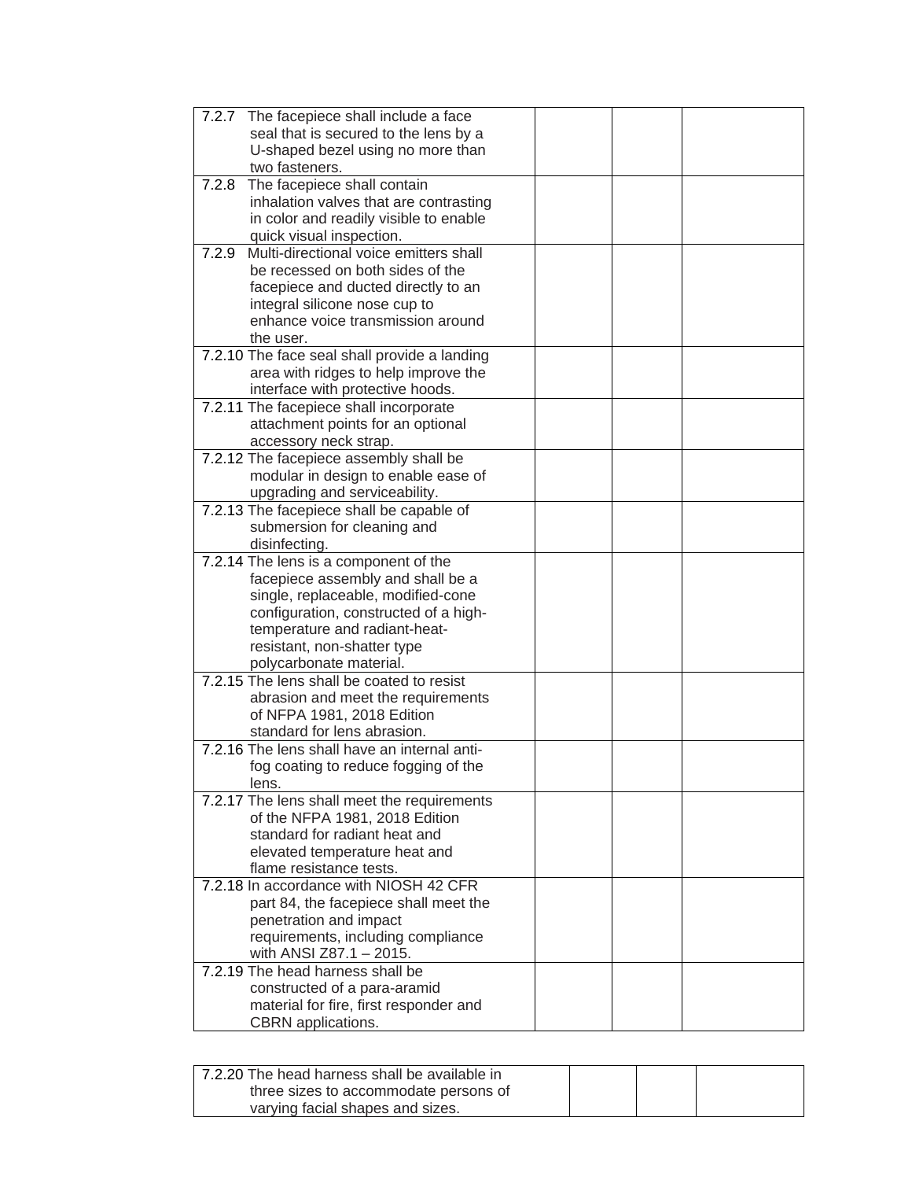| | | | |
|---|---|---|---|
| 7.2.7 The facepiece shall include a face seal that is secured to the lens by a U-shaped bezel using no more than two fasteners. | | | |
| 7.2.8 The facepiece shall contain inhalation valves that are contrasting in color and readily visible to enable quick visual inspection. | | | |
| 7.2.9 Multi-directional voice emitters shall be recessed on both sides of the facepiece and ducted directly to an integral silicone nose cup to enhance voice transmission around the user. | | | |
| 7.2.10 The face seal shall provide a landing area with ridges to help improve the interface with protective hoods. | | | |
| 7.2.11 The facepiece shall incorporate attachment points for an optional accessory neck strap. | | | |
| 7.2.12 The facepiece assembly shall be modular in design to enable ease of upgrading and serviceability. | | | |
| 7.2.13 The facepiece shall be capable of submersion for cleaning and disinfecting. | | | |
| 7.2.14 The lens is a component of the facepiece assembly and shall be a single, replaceable, modified-cone configuration, constructed of a high-temperature and radiant-heat-resistant, non-shatter type polycarbonate material. | | | |
| 7.2.15 The lens shall be coated to resist abrasion and meet the requirements of NFPA 1981, 2018 Edition standard for lens abrasion. | | | |
| 7.2.16 The lens shall have an internal anti-fog coating to reduce fogging of the lens. | | | |
| 7.2.17 The lens shall meet the requirements of the NFPA 1981, 2018 Edition standard for radiant heat and elevated temperature heat and flame resistance tests. | | | |
| 7.2.18 In accordance with NIOSH 42 CFR part 84, the facepiece shall meet the penetration and impact requirements, including compliance with ANSI Z87.1 – 2015. | | | |
| 7.2.19 The head harness shall be constructed of a para-aramid material for fire, first responder and CBRN applications. | | | |
| 7.2.20 The head harness shall be available in three sizes to accommodate persons of varying facial shapes and sizes. | | | |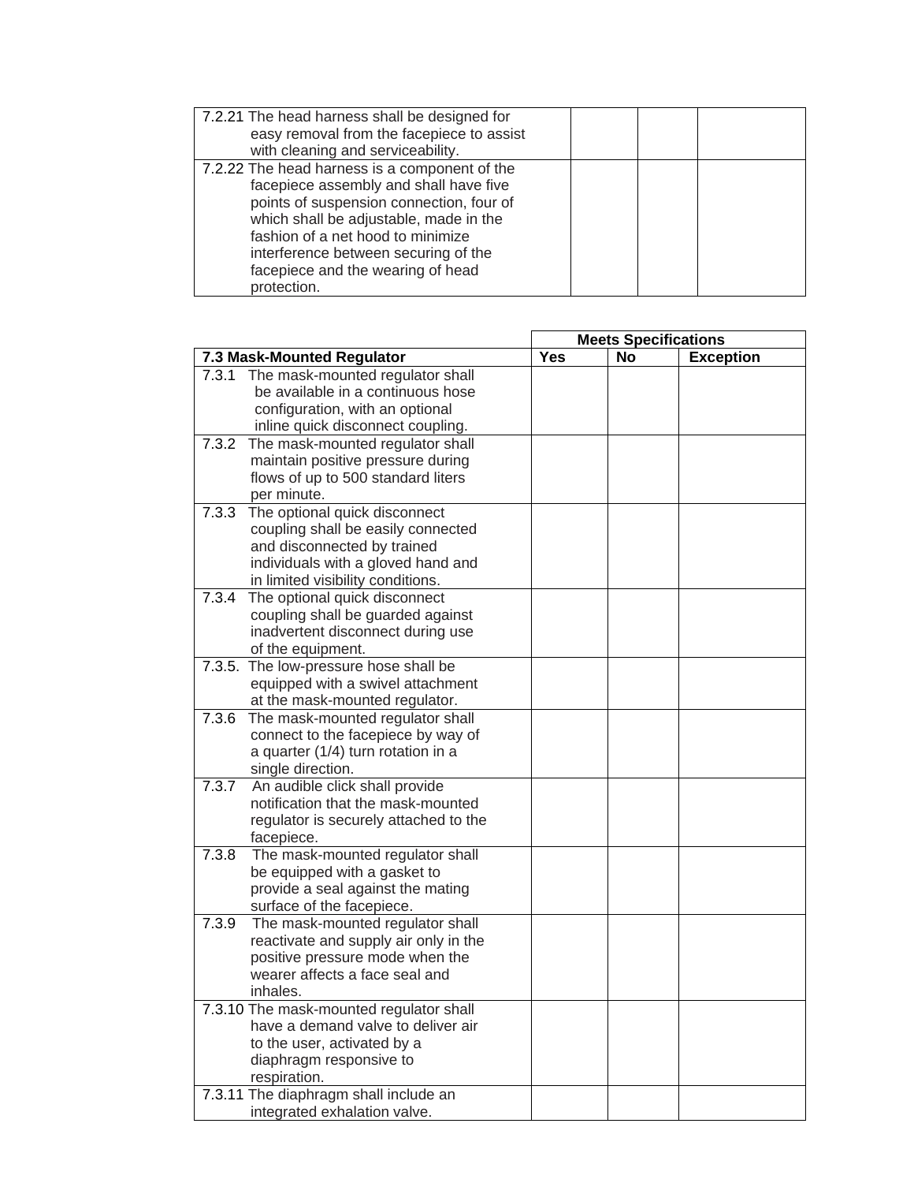| | | | |
|---|---|---|---|
| 7.2.21 The head harness shall be designed for easy removal from the facepiece to assist with cleaning and serviceability. | | | |
| 7.2.22 The head harness is a component of the facepiece assembly and shall have five points of suspension connection, four of which shall be adjustable, made in the fashion of a net hood to minimize interference between securing of the facepiece and the wearing of head protection. | | | |

| | Meets Specifications | | |
|---|---|---|---|
| **7.3 Mask-Mounted Regulator** | **Yes** | **No** | **Exception** |
| 7.3.1 The mask-mounted regulator shall be available in a continuous hose configuration, with an optional inline quick disconnect coupling. | | | |
| 7.3.2 The mask-mounted regulator shall maintain positive pressure during flows of up to 500 standard liters per minute. | | | |
| 7.3.3 The optional quick disconnect coupling shall be easily connected and disconnected by trained individuals with a gloved hand and in limited visibility conditions. | | | |
| 7.3.4 The optional quick disconnect coupling shall be guarded against inadvertent disconnect during use of the equipment. | | | |
| 7.3.5. The low-pressure hose shall be equipped with a swivel attachment at the mask-mounted regulator. | | | |
| 7.3.6 The mask-mounted regulator shall connect to the facepiece by way of a quarter (1/4) turn rotation in a single direction. | | | |
| 7.3.7 An audible click shall provide notification that the mask-mounted regulator is securely attached to the facepiece. | | | |
| 7.3.8 The mask-mounted regulator shall be equipped with a gasket to provide a seal against the mating surface of the facepiece. | | | |
| 7.3.9 The mask-mounted regulator shall reactivate and supply air only in the positive pressure mode when the wearer affects a face seal and inhales. | | | |
| 7.3.10 The mask-mounted regulator shall have a demand valve to deliver air to the user, activated by a diaphragm responsive to respiration. | | | |
| 7.3.11 The diaphragm shall include an integrated exhalation valve. | | | |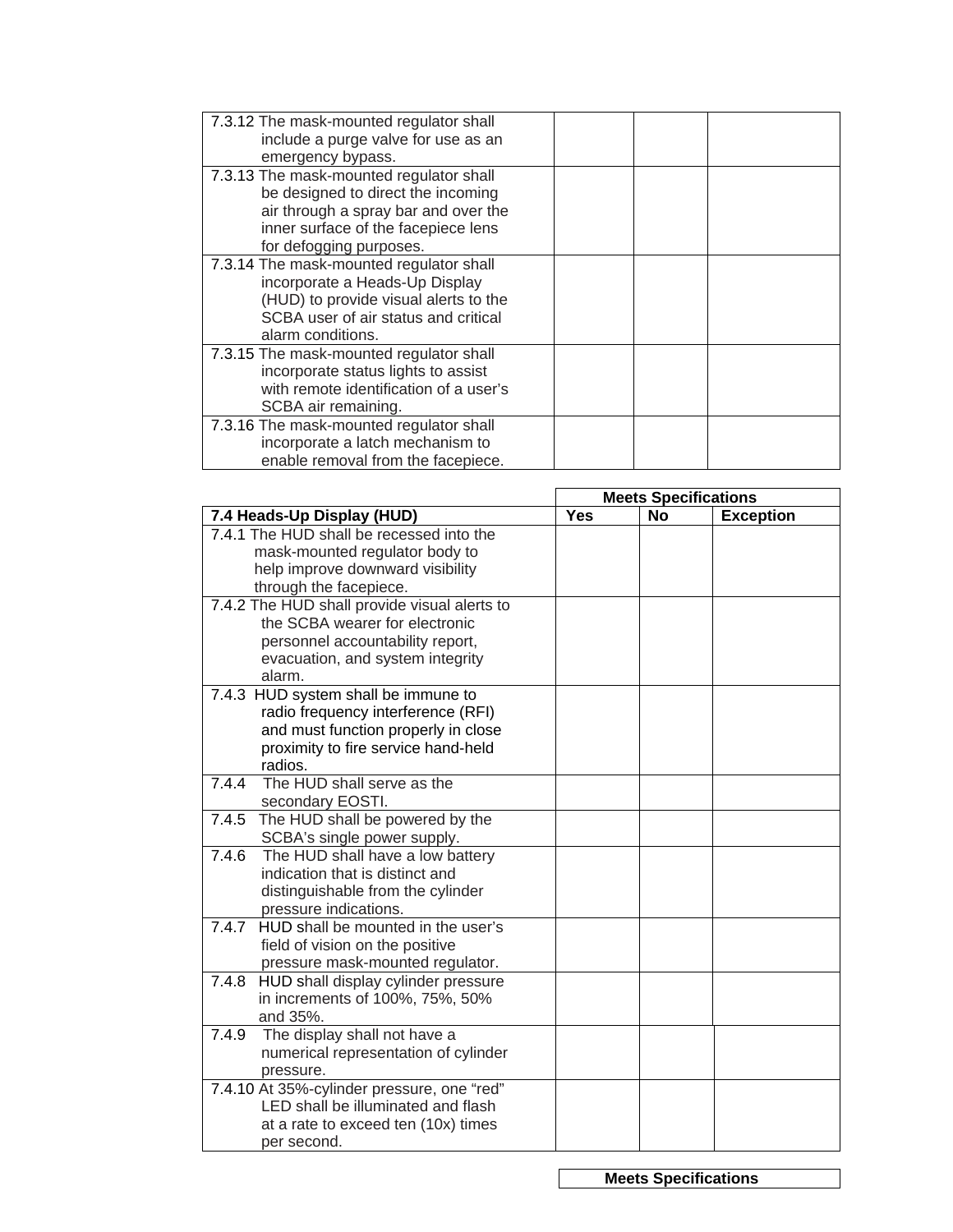| | | | |
|---|---|---|---|
| 7.3.12 The mask-mounted regulator shall include a purge valve for use as an emergency bypass. | | | |
| 7.3.13 The mask-mounted regulator shall be designed to direct the incoming air through a spray bar and over the inner surface of the facepiece lens for defogging purposes. | | | |
| 7.3.14 The mask-mounted regulator shall incorporate a Heads-Up Display (HUD) to provide visual alerts to the SCBA user of air status and critical alarm conditions. | | | |
| 7.3.15 The mask-mounted regulator shall incorporate status lights to assist with remote identification of a user's SCBA air remaining. | | | |
| 7.3.16 The mask-mounted regulator shall incorporate a latch mechanism to enable removal from the facepiece. | | | |

| | **Meets Specifications** | | |
|---|---|---|---|
| **7.4 Heads-Up Display (HUD)** | **Yes** | **No** | **Exception** |
| 7.4.1 The HUD shall be recessed into the mask-mounted regulator body to help improve downward visibility through the facepiece. | | | |
| 7.4.2 The HUD shall provide visual alerts to the SCBA wearer for electronic personnel accountability report, evacuation, and system integrity alarm. | | | |
| 7.4.3 HUD system shall be immune to radio frequency interference (RFI) and must function properly in close proximity to fire service hand-held radios. | | | |
| 7.4.4 The HUD shall serve as the secondary EOSTI. | | | |
| 7.4.5 The HUD shall be powered by the SCBA's single power supply. | | | |
| 7.4.6 The HUD shall have a low battery indication that is distinct and distinguishable from the cylinder pressure indications. | | | |
| 7.4.7 HUD shall be mounted in the user's field of vision on the positive pressure mask-mounted regulator. | | | |
| 7.4.8 HUD shall display cylinder pressure in increments of 100%, 75%, 50% and 35%. | | | |
| 7.4.9 The display shall not have a numerical representation of cylinder pressure. | | | |
| 7.4.10 At 35%-cylinder pressure, one "red" LED shall be illuminated and flash at a rate to exceed ten (10x) times per second. | | | |

| **Meets Specifications** |
|---|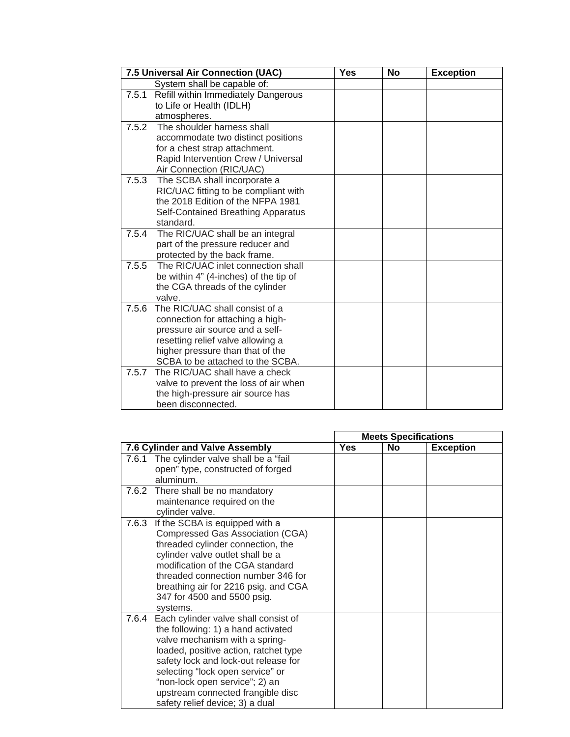| 7.5 Universal Air Connection (UAC) | Yes | No | Exception |
|---|---|---|---|
| System shall be capable of: | | | |
| 7.5.1 Refill within Immediately Dangerous to Life or Health (IDLH) atmospheres. | | | |
| 7.5.2 The shoulder harness shall accommodate two distinct positions for a chest strap attachment. Rapid Intervention Crew / Universal Air Connection (RIC/UAC) | | | |
| 7.5.3 The SCBA shall incorporate a RIC/UAC fitting to be compliant with the 2018 Edition of the NFPA 1981 Self-Contained Breathing Apparatus standard. | | | |
| 7.5.4 The RIC/UAC shall be an integral part of the pressure reducer and protected by the back frame. | | | |
| 7.5.5 The RIC/UAC inlet connection shall be within 4" (4-inches) of the tip of the CGA threads of the cylinder valve. | | | |
| 7.5.6 The RIC/UAC shall consist of a connection for attaching a high-pressure air source and a self-resetting relief valve allowing a higher pressure than that of the SCBA to be attached to the SCBA. | | | |
| 7.5.7 The RIC/UAC shall have a check valve to prevent the loss of air when the high-pressure air source has been disconnected. | | | |

| | Meets Specifications | | |
|---|---|---|---|
| **7.6 Cylinder and Valve Assembly** | **Yes** | **No** | **Exception** |
| 7.6.1 The cylinder valve shall be a "fail open" type, constructed of forged aluminum. | | | |
| 7.6.2 There shall be no mandatory maintenance required on the cylinder valve. | | | |
| 7.6.3 If the SCBA is equipped with a Compressed Gas Association (CGA) threaded cylinder connection, the cylinder valve outlet shall be a modification of the CGA standard threaded connection number 346 for breathing air for 2216 psig. and CGA 347 for 4500 and 5500 psig. systems. | | | |
| 7.6.4 Each cylinder valve shall consist of the following: 1) a hand activated valve mechanism with a spring-loaded, positive action, ratchet type safety lock and lock-out release for selecting "lock open service" or "non-lock open service"; 2) an upstream connected frangible disc safety relief device; 3) a dual | | | |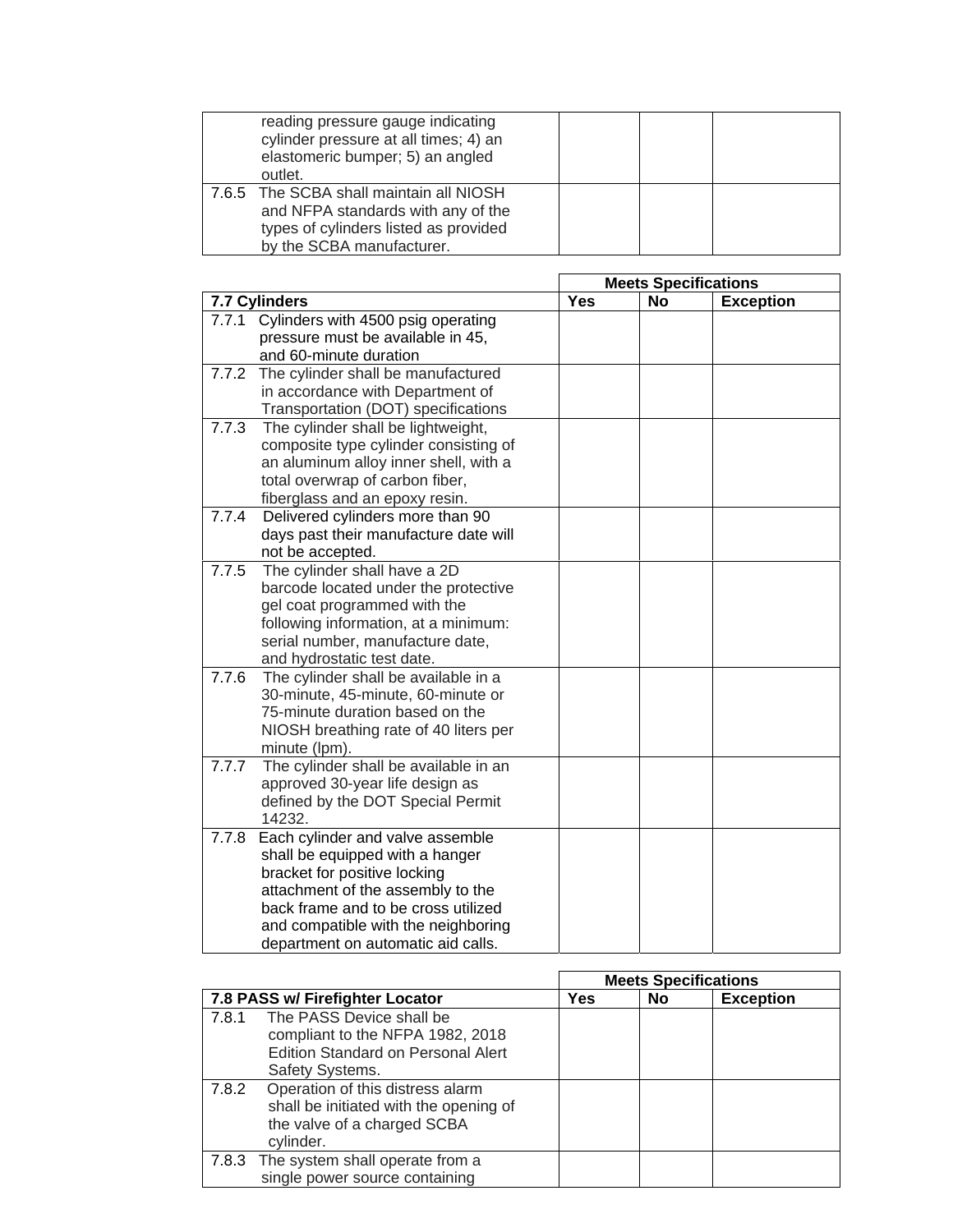| | Yes | No | Exception |
|---|---|---|---|
| reading pressure gauge indicating cylinder pressure at all times; 4) an elastomeric bumper; 5) an angled outlet. | | | |
| 7.6.5 The SCBA shall maintain all NIOSH and NFPA standards with any of the types of cylinders listed as provided by the SCBA manufacturer. | | | |

| | Meets Specifications | | |
|---|---|---|---|
| **7.7 Cylinders** | **Yes** | **No** | **Exception** |
| 7.7.1 Cylinders with 4500 psig operating pressure must be available in 45, and 60-minute duration | | | |
| 7.7.2 The cylinder shall be manufactured in accordance with Department of Transportation (DOT) specifications | | | |
| 7.7.3 The cylinder shall be lightweight, composite type cylinder consisting of an aluminum alloy inner shell, with a total overwrap of carbon fiber, fiberglass and an epoxy resin. | | | |
| 7.7.4 Delivered cylinders more than 90 days past their manufacture date will not be accepted. | | | |
| 7.7.5 The cylinder shall have a 2D barcode located under the protective gel coat programmed with the following information, at a minimum: serial number, manufacture date, and hydrostatic test date. | | | |
| 7.7.6 The cylinder shall be available in a 30-minute, 45-minute, 60-minute or 75-minute duration based on the NIOSH breathing rate of 40 liters per minute (lpm). | | | |
| 7.7.7 The cylinder shall be available in an approved 30-year life design as defined by the DOT Special Permit 14232. | | | |
| 7.7.8 Each cylinder and valve assemble shall be equipped with a hanger bracket for positive locking attachment of the assembly to the back frame and to be cross utilized and compatible with the neighboring department on automatic aid calls. | | | |

| | Meets Specifications | | |
|---|---|---|---|
| **7.8 PASS w/ Firefighter Locator** | **Yes** | **No** | **Exception** |
| 7.8.1 The PASS Device shall be compliant to the NFPA 1982, 2018 Edition Standard on Personal Alert Safety Systems. | | | |
| 7.8.2 Operation of this distress alarm shall be initiated with the opening of the valve of a charged SCBA cylinder. | | | |
| 7.8.3 The system shall operate from a single power source containing | | | |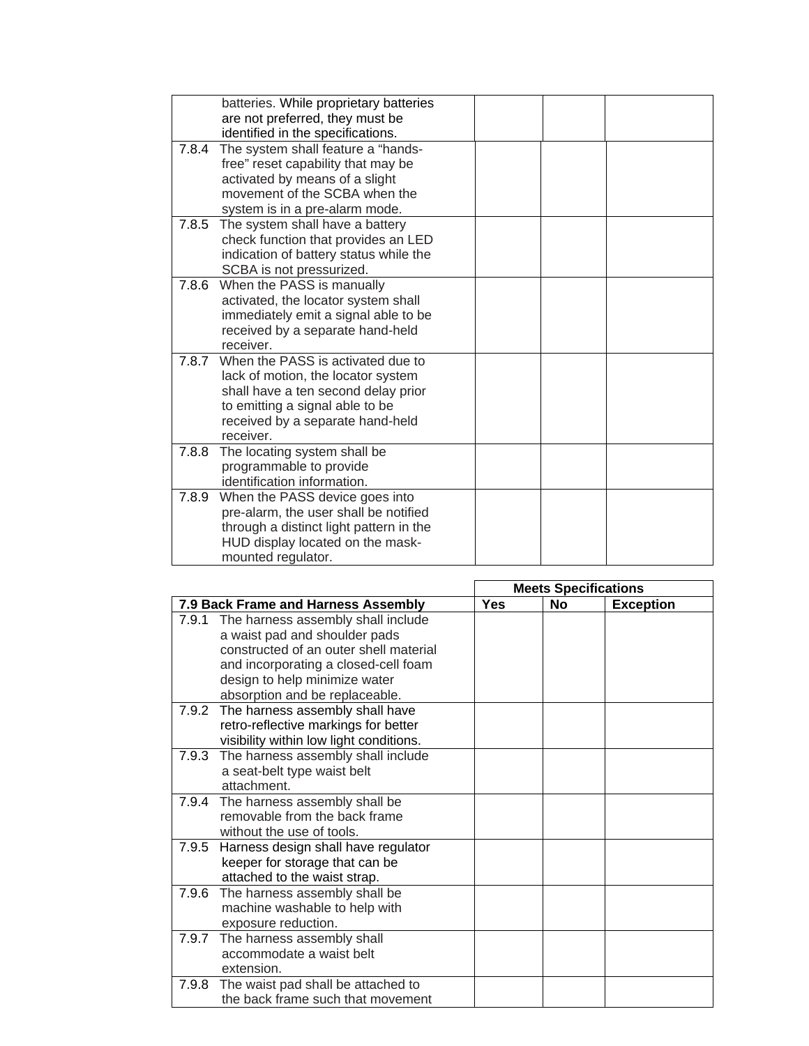| | | | |
|---|---|---|---|
| batteries. While proprietary batteries are not preferred, they must be identified in the specifications. | | | |
| 7.8.4 The system shall feature a “hands-free” reset capability that may be activated by means of a slight movement of the SCBA when the system is in a pre-alarm mode. | | | |
| 7.8.5 The system shall have a battery check function that provides an LED indication of battery status while the SCBA is not pressurized. | | | |
| 7.8.6 When the PASS is manually activated, the locator system shall immediately emit a signal able to be received by a separate hand-held receiver. | | | |
| 7.8.7 When the PASS is activated due to lack of motion, the locator system shall have a ten second delay prior to emitting a signal able to be received by a separate hand-held receiver. | | | |
| 7.8.8 The locating system shall be programmable to provide identification information. | | | |
| 7.8.9 When the PASS device goes into pre-alarm, the user shall be notified through a distinct light pattern in the HUD display located on the mask-mounted regulator. | | | |

| | Meets Specifications | | |
|---|---|---|---|
| **7.9 Back Frame and Harness Assembly** | **Yes** | **No** | **Exception** |
| 7.9.1 The harness assembly shall include a waist pad and shoulder pads constructed of an outer shell material and incorporating a closed-cell foam design to help minimize water absorption and be replaceable. | | | |
| 7.9.2 The harness assembly shall have retro-reflective markings for better visibility within low light conditions. | | | |
| 7.9.3 The harness assembly shall include a seat-belt type waist belt attachment. | | | |
| 7.9.4 The harness assembly shall be removable from the back frame without the use of tools. | | | |
| 7.9.5 Harness design shall have regulator keeper for storage that can be attached to the waist strap. | | | |
| 7.9.6 The harness assembly shall be machine washable to help with exposure reduction. | | | |
| 7.9.7 The harness assembly shall accommodate a waist belt extension. | | | |
| 7.9.8 The waist pad shall be attached to the back frame such that movement | | | |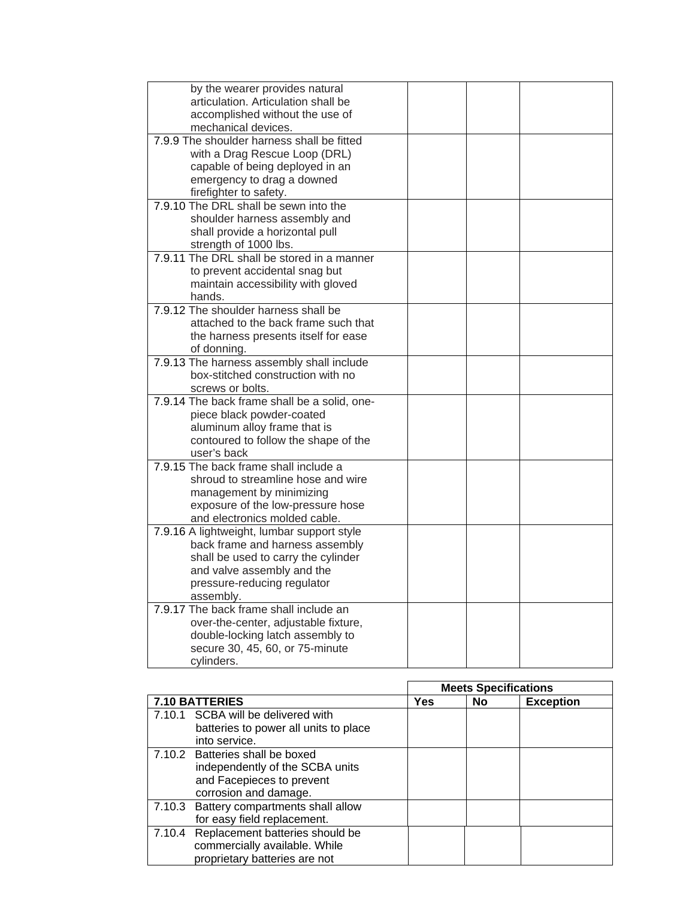| | | | |
|---|---|---|---|
| by the wearer provides natural articulation. Articulation shall be accomplished without the use of mechanical devices. | | | |
| 7.9.9 The shoulder harness shall be fitted with a Drag Rescue Loop (DRL) capable of being deployed in an emergency to drag a downed firefighter to safety. | | | |
| 7.9.10 The DRL shall be sewn into the shoulder harness assembly and shall provide a horizontal pull strength of 1000 lbs. | | | |
| 7.9.11 The DRL shall be stored in a manner to prevent accidental snag but maintain accessibility with gloved hands. | | | |
| 7.9.12 The shoulder harness shall be attached to the back frame such that the harness presents itself for ease of donning. | | | |
| 7.9.13 The harness assembly shall include box-stitched construction with no screws or bolts. | | | |
| 7.9.14 The back frame shall be a solid, one-piece black powder-coated aluminum alloy frame that is contoured to follow the shape of the user's back | | | |
| 7.9.15 The back frame shall include a shroud to streamline hose and wire management by minimizing exposure of the low-pressure hose and electronics molded cable. | | | |
| 7.9.16 A lightweight, lumbar support style back frame and harness assembly shall be used to carry the cylinder and valve assembly and the pressure-reducing regulator assembly. | | | |
| 7.9.17 The back frame shall include an over-the-center, adjustable fixture, double-locking latch assembly to secure 30, 45, 60, or 75-minute cylinders. | | | |

| | Meets Specifications | | |
|---|---|---|---|
| **7.10 BATTERIES** | **Yes** | **No** | **Exception** |
| 7.10.1 SCBA will be delivered with batteries to power all units to place into service. | | | |
| 7.10.2 Batteries shall be boxed independently of the SCBA units and Facepieces to prevent corrosion and damage. | | | |
| 7.10.3 Battery compartments shall allow for easy field replacement. | | | |
| 7.10.4 Replacement batteries should be commercially available. While proprietary batteries are not | | | |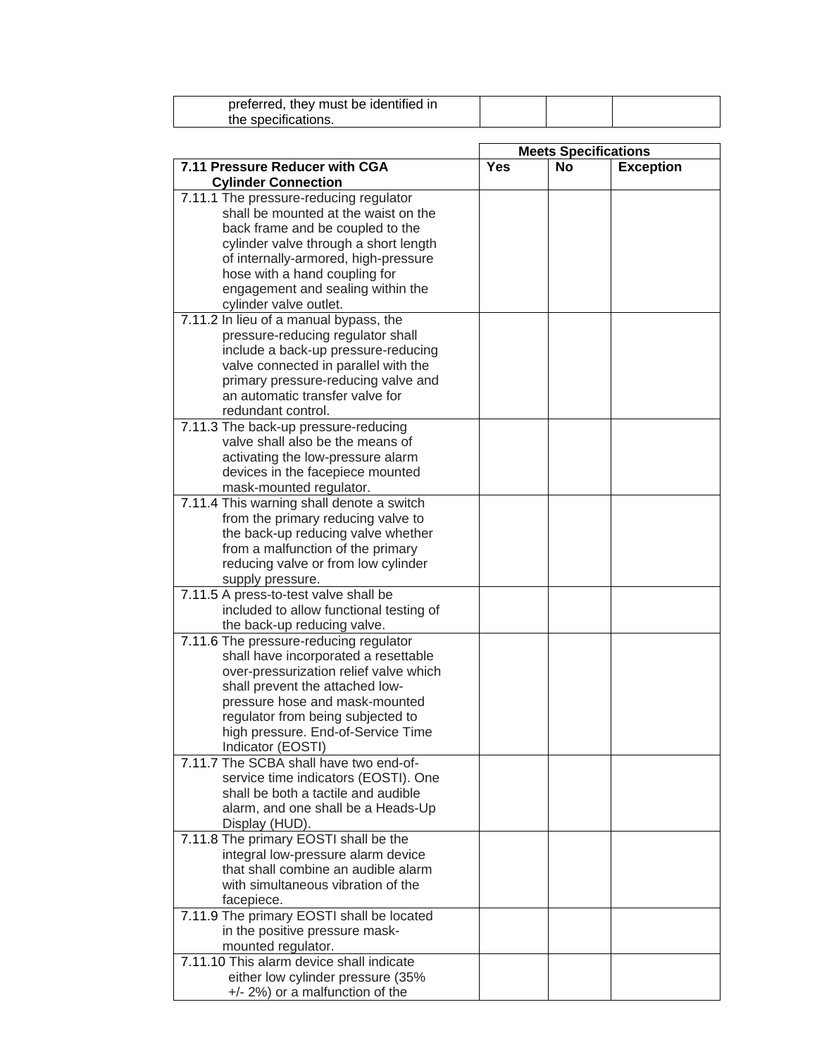| preferred, they must be identified in the specifications. | | | |
|---|---|---|---|

| | Meets Specifications | | |
|---|---|---|---|
| **7.11 Pressure Reducer with CGA Cylinder Connection** | **Yes** | **No** | **Exception** |
| 7.11.1 The pressure-reducing regulator shall be mounted at the waist on the back frame and be coupled to the cylinder valve through a short length of internally-armored, high-pressure hose with a hand coupling for engagement and sealing within the cylinder valve outlet. | | | |
| 7.11.2 In lieu of a manual bypass, the pressure-reducing regulator shall include a back-up pressure-reducing valve connected in parallel with the primary pressure-reducing valve and an automatic transfer valve for redundant control. | | | |
| 7.11.3 The back-up pressure-reducing valve shall also be the means of activating the low-pressure alarm devices in the facepiece mounted mask-mounted regulator. | | | |
| 7.11.4 This warning shall denote a switch from the primary reducing valve to the back-up reducing valve whether from a malfunction of the primary reducing valve or from low cylinder supply pressure. | | | |
| 7.11.5 A press-to-test valve shall be included to allow functional testing of the back-up reducing valve. | | | |
| 7.11.6 The pressure-reducing regulator shall have incorporated a resettable over-pressurization relief valve which shall prevent the attached low-pressure hose and mask-mounted regulator from being subjected to high pressure. End-of-Service Time Indicator (EOSTI) | | | |
| 7.11.7 The SCBA shall have two end-of-service time indicators (EOSTI). One shall be both a tactile and audible alarm, and one shall be a Heads-Up Display (HUD). | | | |
| 7.11.8 The primary EOSTI shall be the integral low-pressure alarm device that shall combine an audible alarm with simultaneous vibration of the facepiece. | | | |
| 7.11.9 The primary EOSTI shall be located in the positive pressure mask-mounted regulator. | | | |
| 7.11.10 This alarm device shall indicate either low cylinder pressure (35% +/- 2%) or a malfunction of the | | | |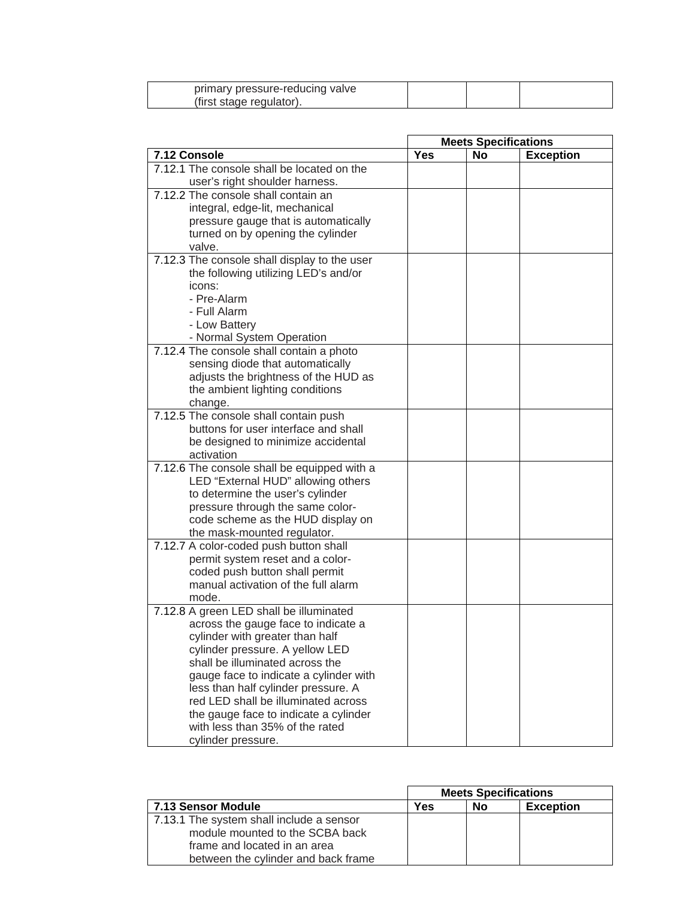| primary pressure-reducing valve (first stage regulator). | | | |
|---|---|---|---|

| | Meets Specifications | | |
|---|---|---|---|
| **7.12 Console** | **Yes** | **No** | **Exception** |
| 7.12.1 The console shall be located on the user's right shoulder harness. | | | |
| 7.12.2 The console shall contain an integral, edge-lit, mechanical pressure gauge that is automatically turned on by opening the cylinder valve. | | | |
| 7.12.3 The console shall display to the user the following utilizing LED's and/or icons:<br>- Pre-Alarm<br>- Full Alarm<br>- Low Battery<br>- Normal System Operation | | | |
| 7.12.4 The console shall contain a photo sensing diode that automatically adjusts the brightness of the HUD as the ambient lighting conditions change. | | | |
| 7.12.5 The console shall contain push buttons for user interface and shall be designed to minimize accidental activation | | | |
| 7.12.6 The console shall be equipped with a LED "External HUD" allowing others to determine the user's cylinder pressure through the same color-code scheme as the HUD display on the mask-mounted regulator. | | | |
| 7.12.7 A color-coded push button shall permit system reset and a color-coded push button shall permit manual activation of the full alarm mode. | | | |
| 7.12.8 A green LED shall be illuminated across the gauge face to indicate a cylinder with greater than half cylinder pressure. A yellow LED shall be illuminated across the gauge face to indicate a cylinder with less than half cylinder pressure. A red LED shall be illuminated across the gauge face to indicate a cylinder with less than 35% of the rated cylinder pressure. | | | |

| | Meets Specifications | | |
|---|---|---|---|
| **7.13 Sensor Module** | **Yes** | **No** | **Exception** |
| 7.13.1 The system shall include a sensor module mounted to the SCBA back frame and located in an area between the cylinder and back frame | | | |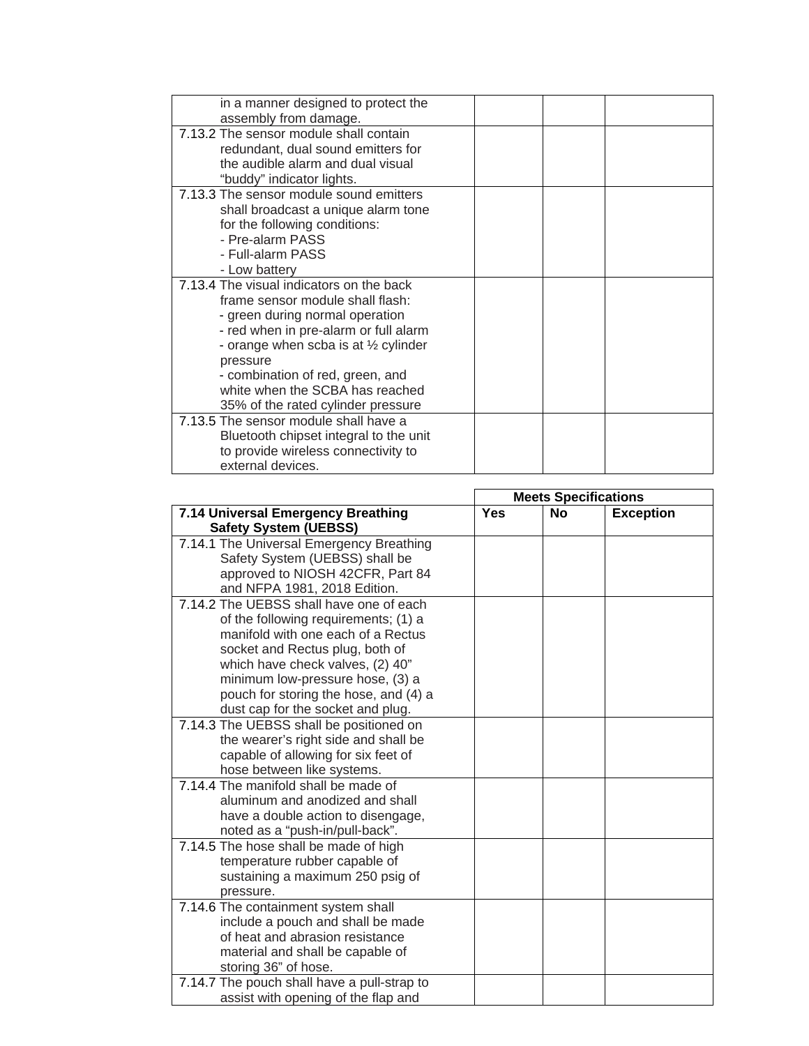| | | | |
|---|---|---|---|
| in a manner designed to protect the assembly from damage. | | | |
| 7.13.2 The sensor module shall contain redundant, dual sound emitters for the audible alarm and dual visual "buddy" indicator lights. | | | |
| 7.13.3 The sensor module sound emitters shall broadcast a unique alarm tone for the following conditions:<br>- Pre-alarm PASS<br>- Full-alarm PASS<br>- Low battery | | | |
| 7.13.4 The visual indicators on the back frame sensor module shall flash:<br>- green during normal operation<br>- red when in pre-alarm or full alarm<br>- orange when scba is at ½ cylinder pressure<br>- combination of red, green, and white when the SCBA has reached 35% of the rated cylinder pressure | | | |
| 7.13.5 The sensor module shall have a Bluetooth chipset integral to the unit to provide wireless connectivity to external devices. | | | |

| | Meets Specifications | | |
|---|---|---|---|
| **7.14 Universal Emergency Breathing Safety System (UEBSS)** | **Yes** | **No** | **Exception** |
| 7.14.1 The Universal Emergency Breathing Safety System (UEBSS) shall be approved to NIOSH 42CFR, Part 84 and NFPA 1981, 2018 Edition. | | | |
| 7.14.2 The UEBSS shall have one of each of the following requirements; (1) a manifold with one each of a Rectus socket and Rectus plug, both of which have check valves, (2) 40" minimum low-pressure hose, (3) a pouch for storing the hose, and (4) a dust cap for the socket and plug. | | | |
| 7.14.3 The UEBSS shall be positioned on the wearer's right side and shall be capable of allowing for six feet of hose between like systems. | | | |
| 7.14.4 The manifold shall be made of aluminum and anodized and shall have a double action to disengage, noted as a "push-in/pull-back". | | | |
| 7.14.5 The hose shall be made of high temperature rubber capable of sustaining a maximum 250 psig of pressure. | | | |
| 7.14.6 The containment system shall include a pouch and shall be made of heat and abrasion resistance material and shall be capable of storing 36" of hose. | | | |
| 7.14.7 The pouch shall have a pull-strap to assist with opening of the flap and | | | |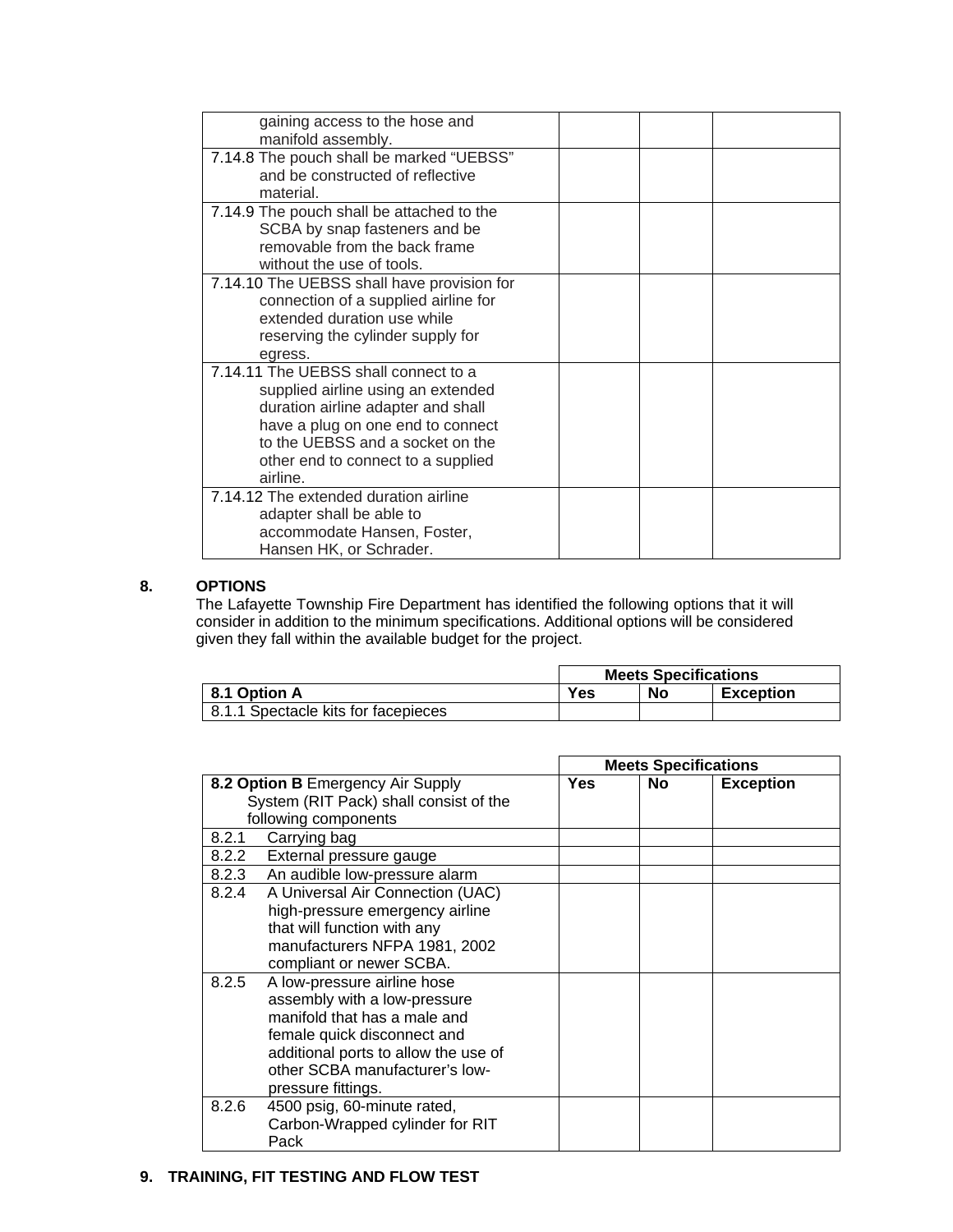| | | | |
|---|---|---|---|
| gaining access to the hose and manifold assembly. | | | |
| 7.14.8 The pouch shall be marked "UEBSS" and be constructed of reflective material. | | | |
| 7.14.9 The pouch shall be attached to the SCBA by snap fasteners and be removable from the back frame without the use of tools. | | | |
| 7.14.10 The UEBSS shall have provision for connection of a supplied airline for extended duration use while reserving the cylinder supply for egress. | | | |
| 7.14.11 The UEBSS shall connect to a supplied airline using an extended duration airline adapter and shall have a plug on one end to connect to the UEBSS and a socket on the other end to connect to a supplied airline. | | | |
| 7.14.12 The extended duration airline adapter shall be able to accommodate Hansen, Foster, Hansen HK, or Schrader. | | | |

## 8. OPTIONS

The Lafayette Township Fire Department has identified the following options that it will consider in addition to the minimum specifications. Additional options will be considered given they fall within the available budget for the project.

| | **Meets Specifications** | | |
|---|---|---|---|
| **8.1 Option A** | **Yes** | **No** | **Exception** |
| 8.1.1 Spectacle kits for facepieces | | | |

| | **Meets Specifications** | | |
|---|---|---|---|
| **8.2 Option B** Emergency Air Supply System (RIT Pack) shall consist of the following components | **Yes** | **No** | **Exception** |
| 8.2.1 Carrying bag | | | |
| 8.2.2 External pressure gauge | | | |
| 8.2.3 An audible low-pressure alarm | | | |
| 8.2.4 A Universal Air Connection (UAC) high-pressure emergency airline that will function with any manufacturers NFPA 1981, 2002 compliant or newer SCBA. | | | |
| 8.2.5 A low-pressure airline hose assembly with a low-pressure manifold that has a male and female quick disconnect and additional ports to allow the use of other SCBA manufacturer's low-pressure fittings. | | | |
| 8.2.6 4500 psig, 60-minute rated, Carbon-Wrapped cylinder for RIT Pack | | | |

## 9. TRAINING, FIT TESTING AND FLOW TEST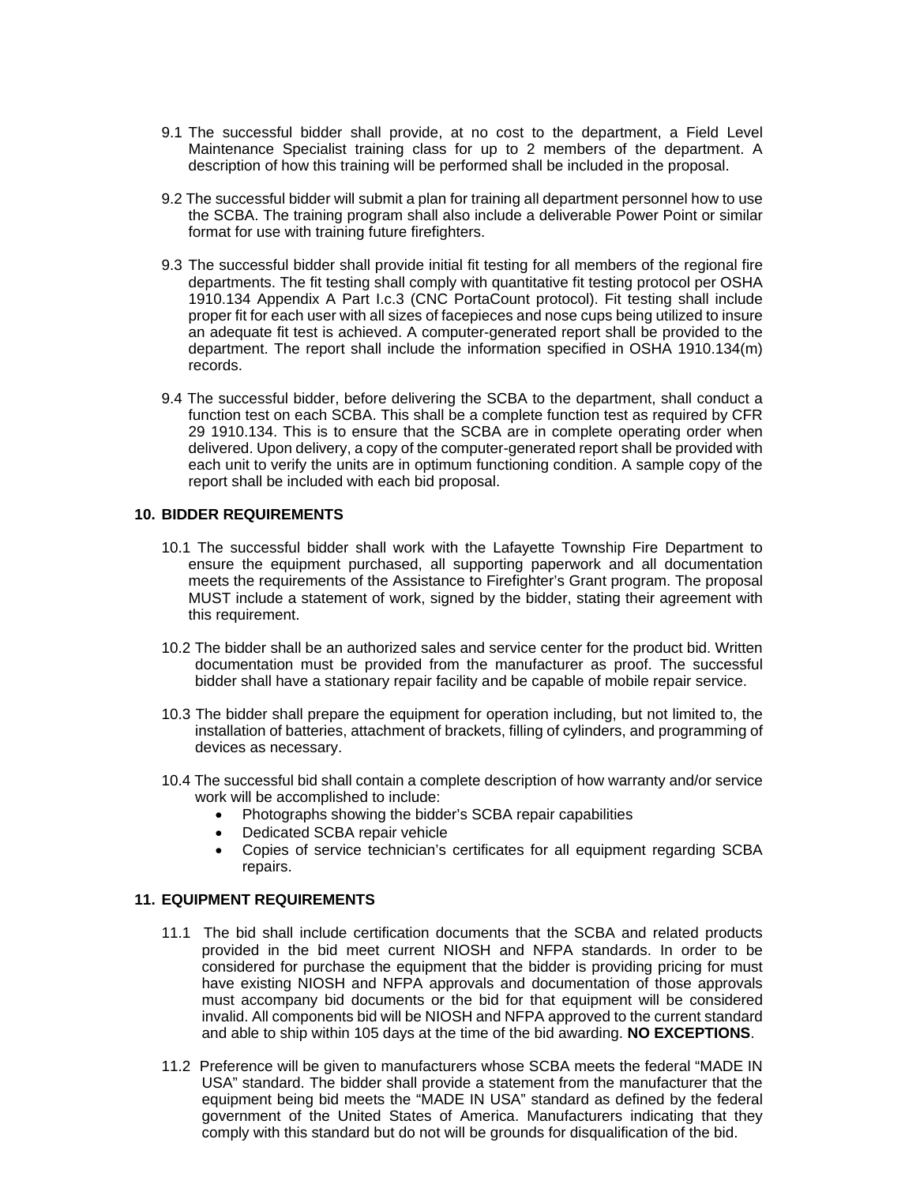9.1 The successful bidder shall provide, at no cost to the department, a Field Level Maintenance Specialist training class for up to 2 members of the department. A description of how this training will be performed shall be included in the proposal.

9.2 The successful bidder will submit a plan for training all department personnel how to use the SCBA. The training program shall also include a deliverable Power Point or similar format for use with training future firefighters.

9.3 The successful bidder shall provide initial fit testing for all members of the regional fire departments. The fit testing shall comply with quantitative fit testing protocol per OSHA 1910.134 Appendix A Part I.c.3 (CNC PortaCount protocol). Fit testing shall include proper fit for each user with all sizes of facepieces and nose cups being utilized to insure an adequate fit test is achieved. A computer-generated report shall be provided to the department. The report shall include the information specified in OSHA 1910.134(m) records.

9.4 The successful bidder, before delivering the SCBA to the department, shall conduct a function test on each SCBA. This shall be a complete function test as required by CFR 29 1910.134. This is to ensure that the SCBA are in complete operating order when delivered. Upon delivery, a copy of the computer-generated report shall be provided with each unit to verify the units are in optimum functioning condition. A sample copy of the report shall be included with each bid proposal.

## 10. BIDDER REQUIREMENTS

10.1 The successful bidder shall work with the Lafayette Township Fire Department to ensure the equipment purchased, all supporting paperwork and all documentation meets the requirements of the Assistance to Firefighter's Grant program. The proposal MUST include a statement of work, signed by the bidder, stating their agreement with this requirement.

10.2 The bidder shall be an authorized sales and service center for the product bid. Written documentation must be provided from the manufacturer as proof. The successful bidder shall have a stationary repair facility and be capable of mobile repair service.

10.3 The bidder shall prepare the equipment for operation including, but not limited to, the installation of batteries, attachment of brackets, filling of cylinders, and programming of devices as necessary.

10.4 The successful bid shall contain a complete description of how warranty and/or service work will be accomplished to include:

- Photographs showing the bidder's SCBA repair capabilities
- Dedicated SCBA repair vehicle
- Copies of service technician's certificates for all equipment regarding SCBA repairs.

## 11. EQUIPMENT REQUIREMENTS

11.1 The bid shall include certification documents that the SCBA and related products provided in the bid meet current NIOSH and NFPA standards. In order to be considered for purchase the equipment that the bidder is providing pricing for must have existing NIOSH and NFPA approvals and documentation of those approvals must accompany bid documents or the bid for that equipment will be considered invalid. All components bid will be NIOSH and NFPA approved to the current standard and able to ship within 105 days at the time of the bid awarding. **NO EXCEPTIONS**.

11.2 Preference will be given to manufacturers whose SCBA meets the federal "MADE IN USA" standard. The bidder shall provide a statement from the manufacturer that the equipment being bid meets the "MADE IN USA" standard as defined by the federal government of the United States of America. Manufacturers indicating that they comply with this standard but do not will be grounds for disqualification of the bid.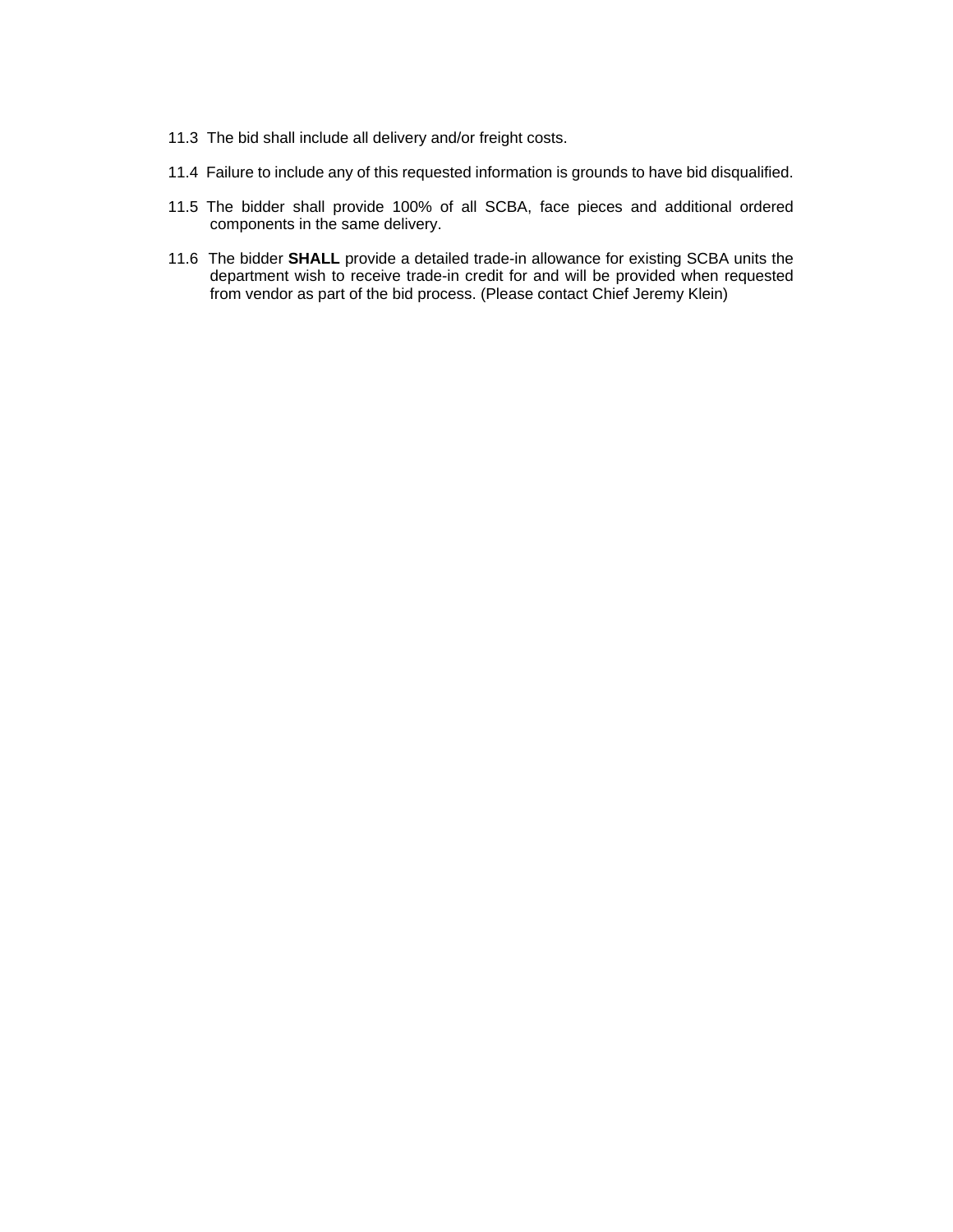11.3 The bid shall include all delivery and/or freight costs.

11.4 Failure to include any of this requested information is grounds to have bid disqualified.

11.5 The bidder shall provide 100% of all SCBA, face pieces and additional ordered components in the same delivery.

11.6 The bidder **SHALL** provide a detailed trade-in allowance for existing SCBA units the department wish to receive trade-in credit for and will be provided when requested from vendor as part of the bid process. (Please contact Chief Jeremy Klein)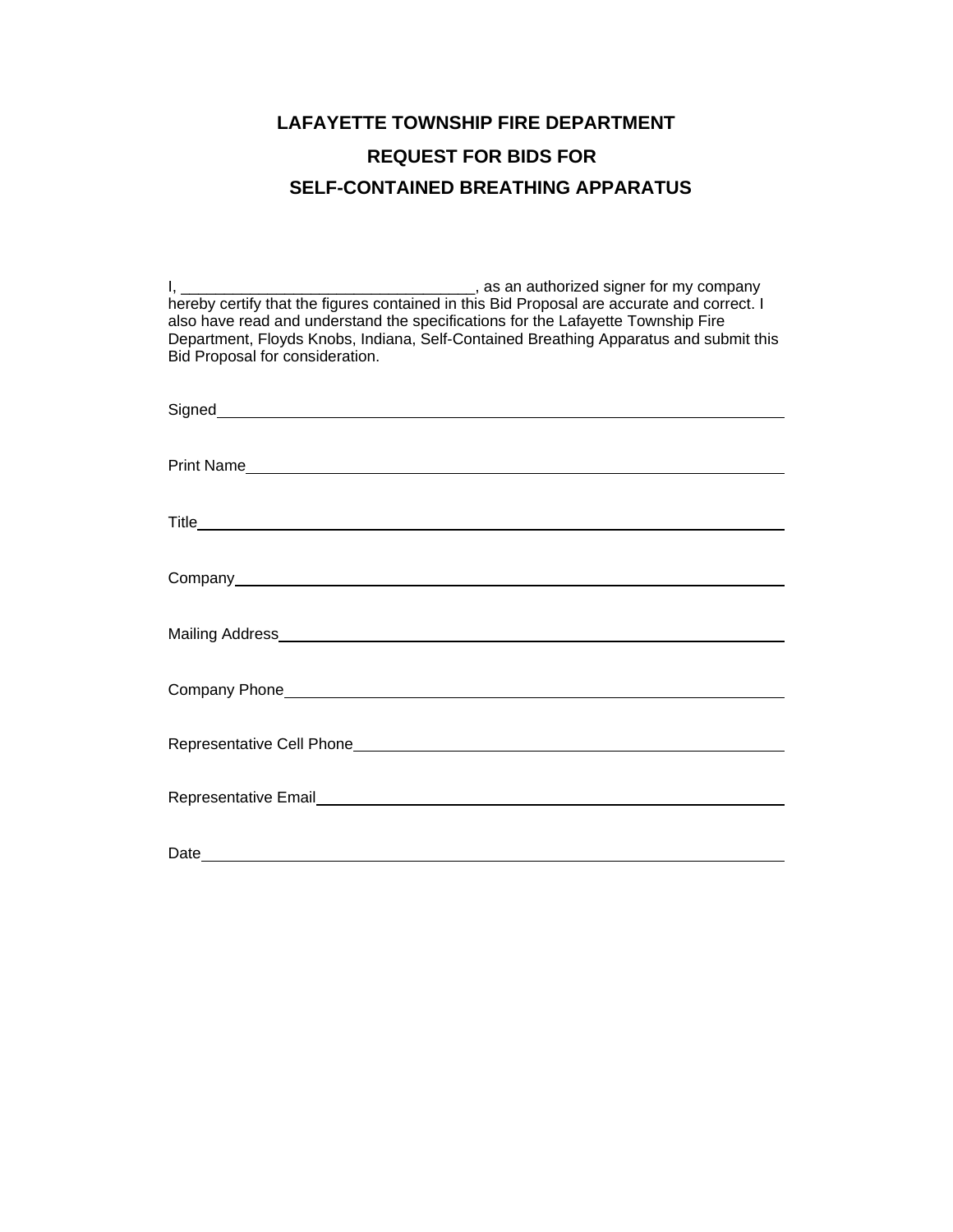# LAFAYETTE TOWNSHIP FIRE DEPARTMENT

## REQUEST FOR BIDS FOR

## SELF-CONTAINED BREATHING APPARATUS

I, __________________________________, as an authorized signer for my company hereby certify that the figures contained in this Bid Proposal are accurate and correct. I also have read and understand the specifications for the Lafayette Township Fire Department, Floyds Knobs, Indiana, Self-Contained Breathing Apparatus and submit this Bid Proposal for consideration.

Signed_______________________________________________________________

Print Name___________________________________________________________

Title________________________________________________________________

Company_____________________________________________________________

Mailing Address_______________________________________________________

Company Phone_______________________________________________________

Representative Cell Phone______________________________________________

Representative Email__________________________________________________

Date________________________________________________________________